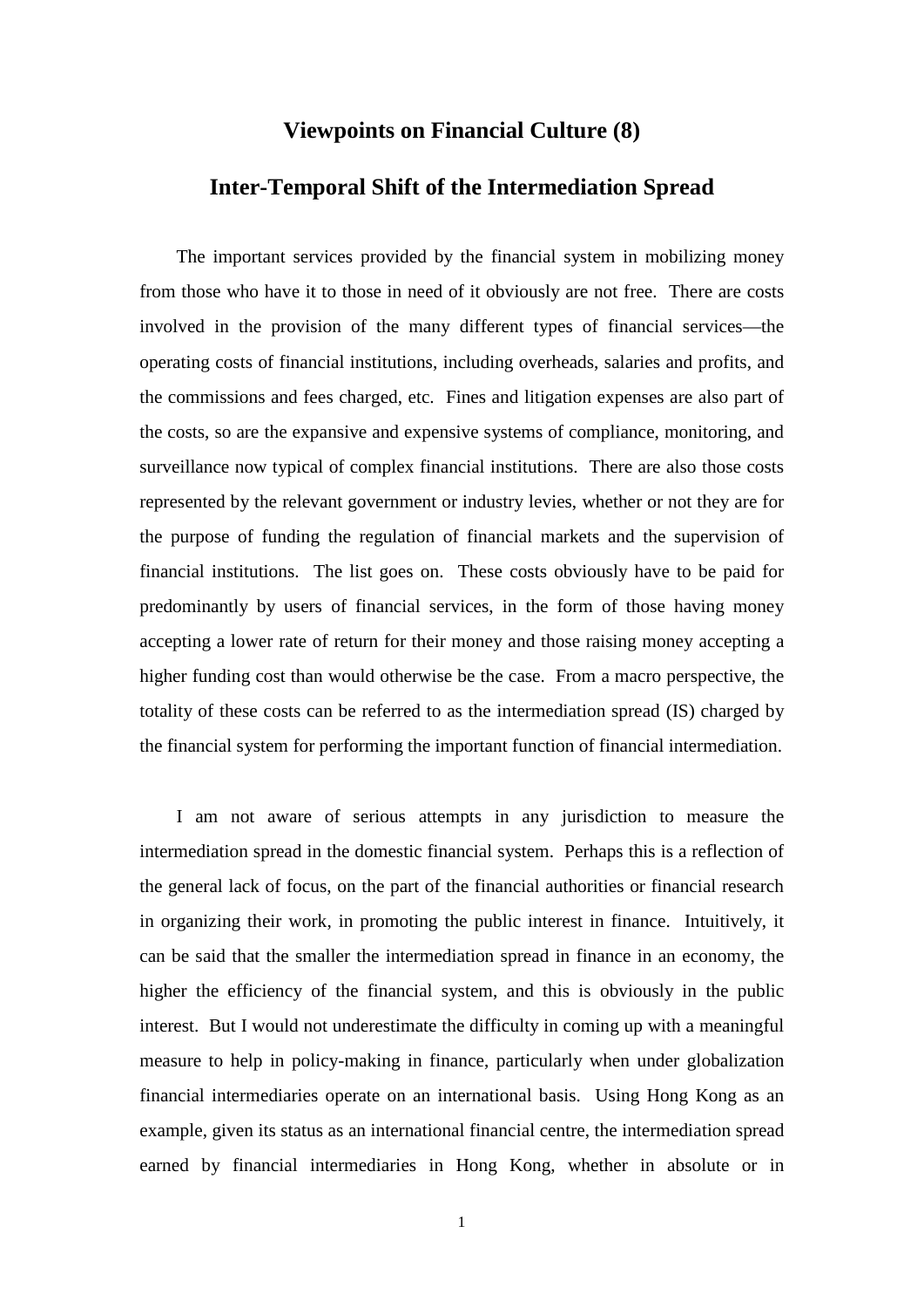# Viewpoints on Financial Culture (8)

## Inter-Temporal Shift of the Intermediation Spread

The important services provided by the financial system in mobilizing money from those who have it to those in need of it obviously are not free. There are costs involved in the provision of the many different types of financial services—the operating costs of financial institutions, including overheads, salaries and profits, and the commissions and fees charged, etc. Fines and litigation expenses are also part of the costs, so are the expansive and expensive systems of compliance, monitoring, and surveillance now typical of complex financial institutions. There are also those costs represented by the relevant government or industry levies, whether or not they are for the purpose of funding the regulation of financial markets and the supervision of financial institutions. The list goes on. These costs obviously have to be paid for predominantly by users of financial services, in the form of those having money accepting a lower rate of return for their money and those raising money accepting a higher funding cost than would otherwise be the case. From a macro perspective, the totality of these costs can be referred to as the intermediation spread (IS) charged by the financial system for performing the important function of financial intermediation.

I am not aware of serious attempts in any jurisdiction to measure the intermediation spread in the domestic financial system. Perhaps this is a reflection of the general lack of focus, on the part of the financial authorities or financial research in organizing their work, in promoting the public interest in finance. Intuitively, it can be said that the smaller the intermediation spread in finance in an economy, the higher the efficiency of the financial system, and this is obviously in the public interest. But I would not underestimate the difficulty in coming up with a meaningful measure to help in policy-making in finance, particularly when under globalization financial intermediaries operate on an international basis. Using Hong Kong as an example, given its status as an international financial centre, the intermediation spread earned by financial intermediaries in Hong Kong, whether in absolute or in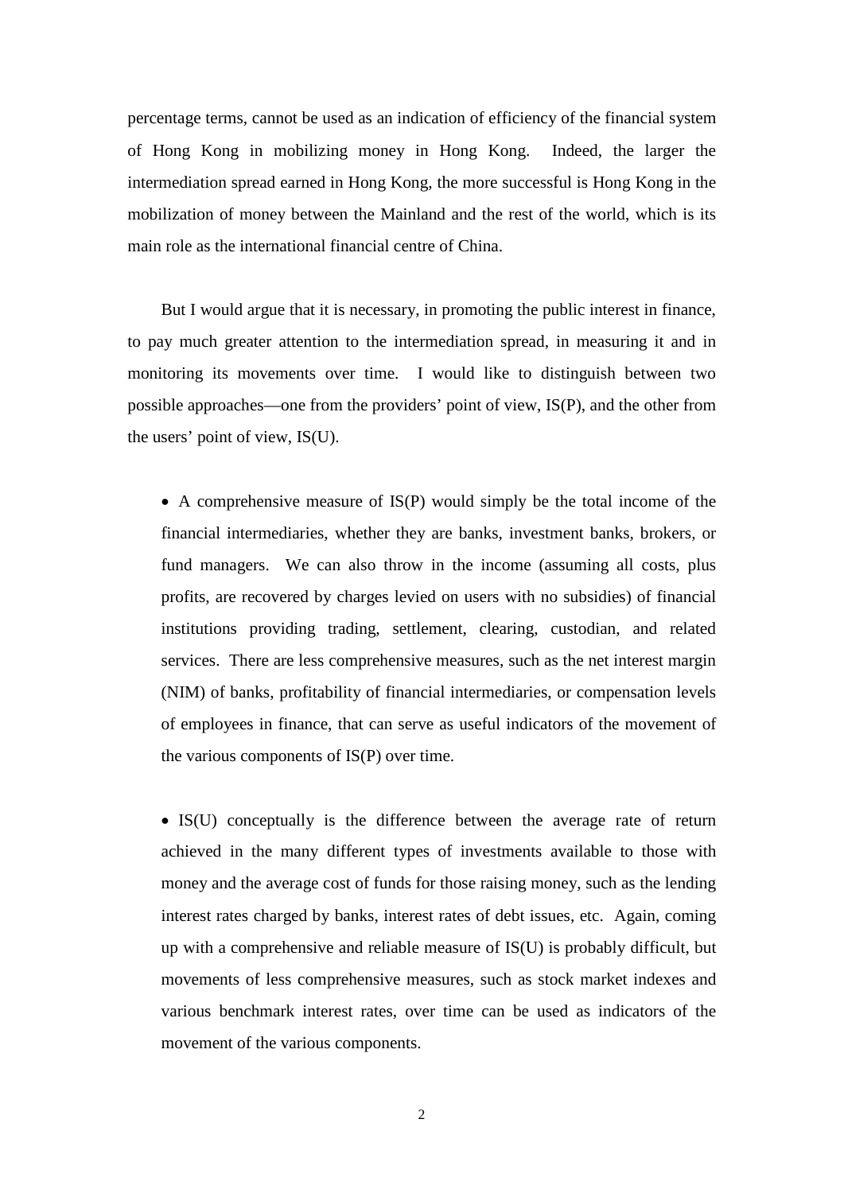percentage terms, cannot be used as an indication of efficiency of the financial system of Hong Kong in mobilizing money in Hong Kong. Indeed, the larger the intermediation spread earned in Hong Kong, the more successful is Hong Kong in the mobilization of money between the Mainland and the rest of the world, which is its main role as the international financial centre of China.

But I would argue that it is necessary, in promoting the public interest in finance, to pay much greater attention to the intermediation spread, in measuring it and in monitoring its movements over time. I would like to distinguish between two possible approaches—one from the providers' point of view, IS(P), and the other from the users' point of view, IS(U).

- A comprehensive measure of IS(P) would simply be the total income of the financial intermediaries, whether they are banks, investment banks, brokers, or fund managers. We can also throw in the income (assuming all costs, plus profits, are recovered by charges levied on users with no subsidies) of financial institutions providing trading, settlement, clearing, custodian, and related services. There are less comprehensive measures, such as the net interest margin (NIM) of banks, profitability of financial intermediaries, or compensation levels of employees in finance, that can serve as useful indicators of the movement of the various components of IS(P) over time.

- IS(U) conceptually is the difference between the average rate of return achieved in the many different types of investments available to those with money and the average cost of funds for those raising money, such as the lending interest rates charged by banks, interest rates of debt issues, etc. Again, coming up with a comprehensive and reliable measure of IS(U) is probably difficult, but movements of less comprehensive measures, such as stock market indexes and various benchmark interest rates, over time can be used as indicators of the movement of the various components.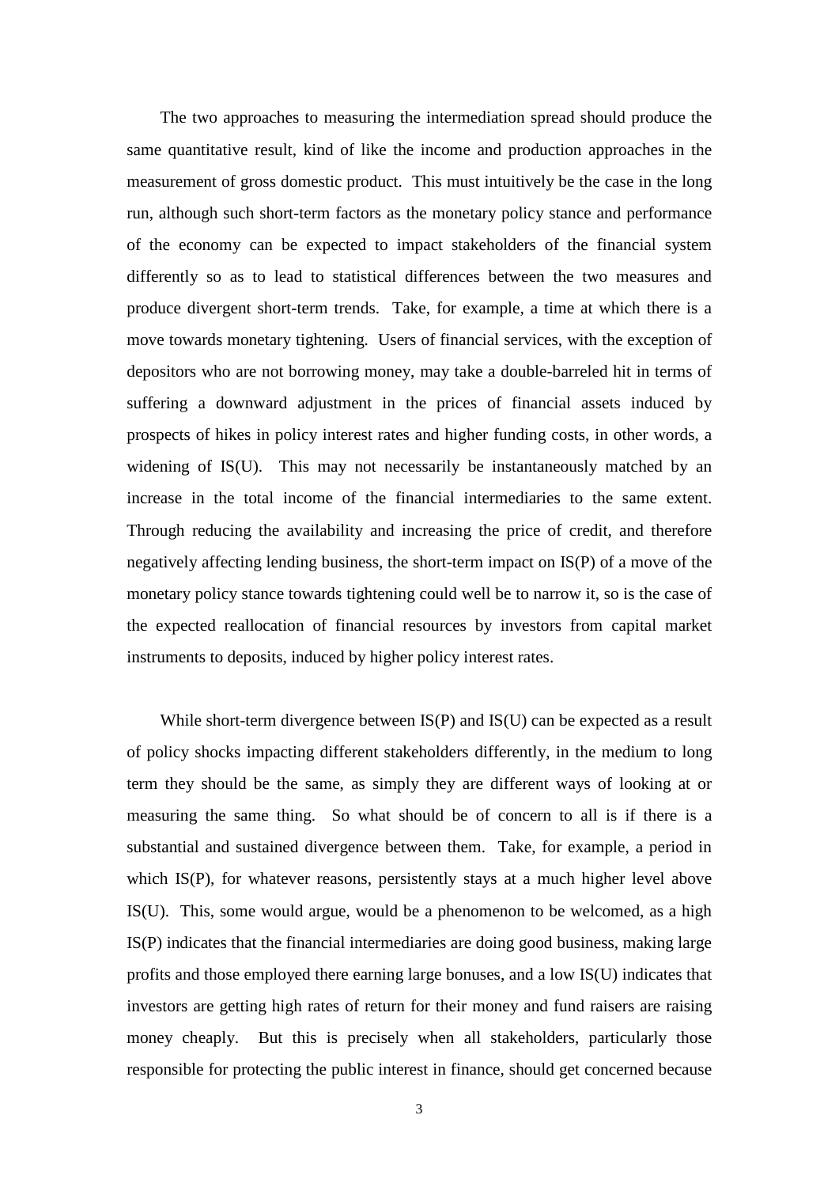The two approaches to measuring the intermediation spread should produce the same quantitative result, kind of like the income and production approaches in the measurement of gross domestic product. This must intuitively be the case in the long run, although such short-term factors as the monetary policy stance and performance of the economy can be expected to impact stakeholders of the financial system differently so as to lead to statistical differences between the two measures and produce divergent short-term trends. Take, for example, a time at which there is a move towards monetary tightening. Users of financial services, with the exception of depositors who are not borrowing money, may take a double-barreled hit in terms of suffering a downward adjustment in the prices of financial assets induced by prospects of hikes in policy interest rates and higher funding costs, in other words, a widening of IS(U). This may not necessarily be instantaneously matched by an increase in the total income of the financial intermediaries to the same extent. Through reducing the availability and increasing the price of credit, and therefore negatively affecting lending business, the short-term impact on IS(P) of a move of the monetary policy stance towards tightening could well be to narrow it, so is the case of the expected reallocation of financial resources by investors from capital market instruments to deposits, induced by higher policy interest rates.

While short-term divergence between IS(P) and IS(U) can be expected as a result of policy shocks impacting different stakeholders differently, in the medium to long term they should be the same, as simply they are different ways of looking at or measuring the same thing. So what should be of concern to all is if there is a substantial and sustained divergence between them. Take, for example, a period in which IS(P), for whatever reasons, persistently stays at a much higher level above IS(U). This, some would argue, would be a phenomenon to be welcomed, as a high IS(P) indicates that the financial intermediaries are doing good business, making large profits and those employed there earning large bonuses, and a low IS(U) indicates that investors are getting high rates of return for their money and fund raisers are raising money cheaply. But this is precisely when all stakeholders, particularly those responsible for protecting the public interest in finance, should get concerned because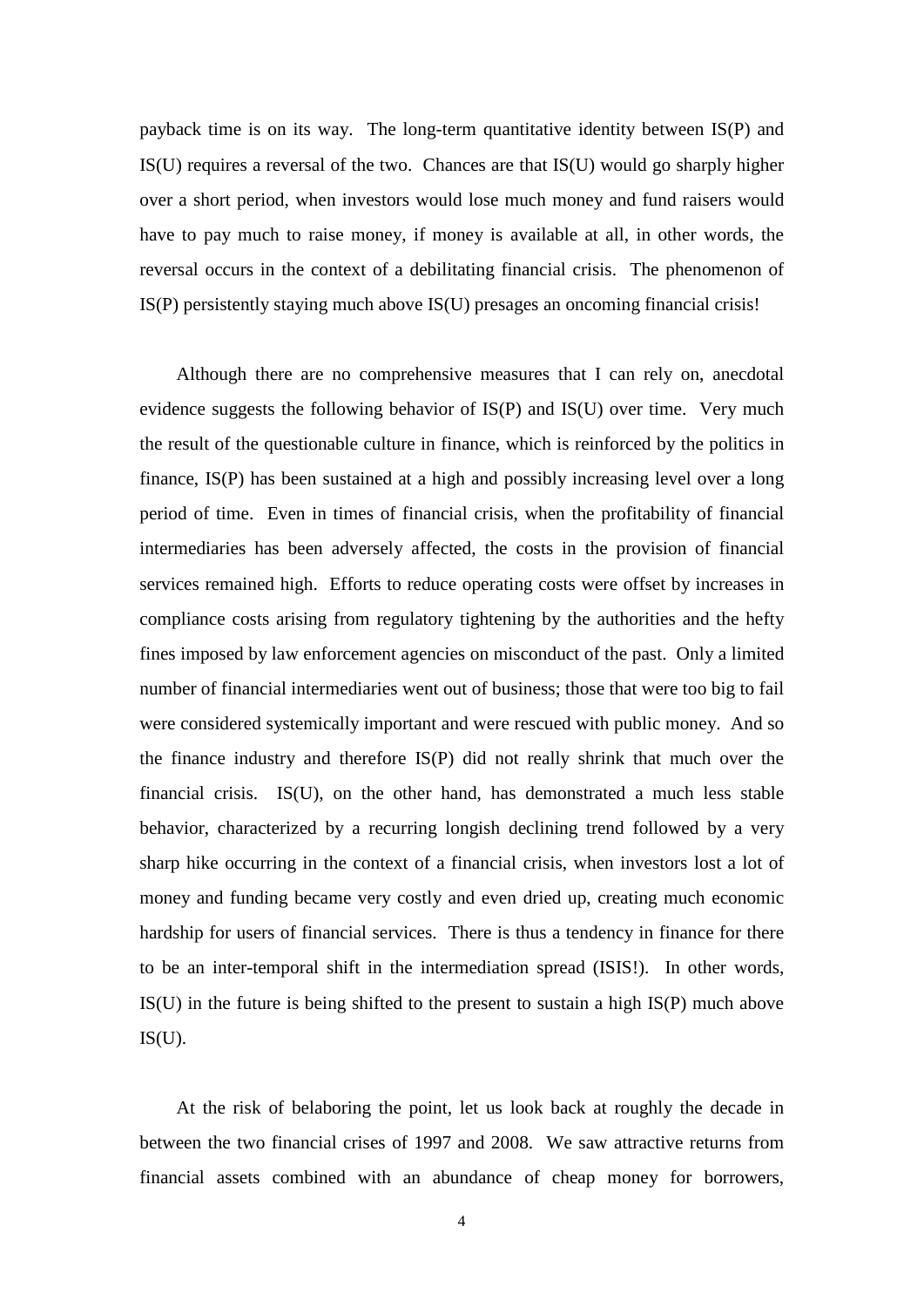payback time is on its way. The long-term quantitative identity between IS(P) and IS(U) requires a reversal of the two. Chances are that IS(U) would go sharply higher over a short period, when investors would lose much money and fund raisers would have to pay much to raise money, if money is available at all, in other words, the reversal occurs in the context of a debilitating financial crisis. The phenomenon of IS(P) persistently staying much above IS(U) presages an oncoming financial crisis!

Although there are no comprehensive measures that I can rely on, anecdotal evidence suggests the following behavior of IS(P) and IS(U) over time. Very much the result of the questionable culture in finance, which is reinforced by the politics in finance, IS(P) has been sustained at a high and possibly increasing level over a long period of time. Even in times of financial crisis, when the profitability of financial intermediaries has been adversely affected, the costs in the provision of financial services remained high. Efforts to reduce operating costs were offset by increases in compliance costs arising from regulatory tightening by the authorities and the hefty fines imposed by law enforcement agencies on misconduct of the past. Only a limited number of financial intermediaries went out of business; those that were too big to fail were considered systemically important and were rescued with public money. And so the finance industry and therefore IS(P) did not really shrink that much over the financial crisis. IS(U), on the other hand, has demonstrated a much less stable behavior, characterized by a recurring longish declining trend followed by a very sharp hike occurring in the context of a financial crisis, when investors lost a lot of money and funding became very costly and even dried up, creating much economic hardship for users of financial services. There is thus a tendency in finance for there to be an inter-temporal shift in the intermediation spread (ISIS!). In other words, IS(U) in the future is being shifted to the present to sustain a high IS(P) much above IS(U).

At the risk of belaboring the point, let us look back at roughly the decade in between the two financial crises of 1997 and 2008. We saw attractive returns from financial assets combined with an abundance of cheap money for borrowers,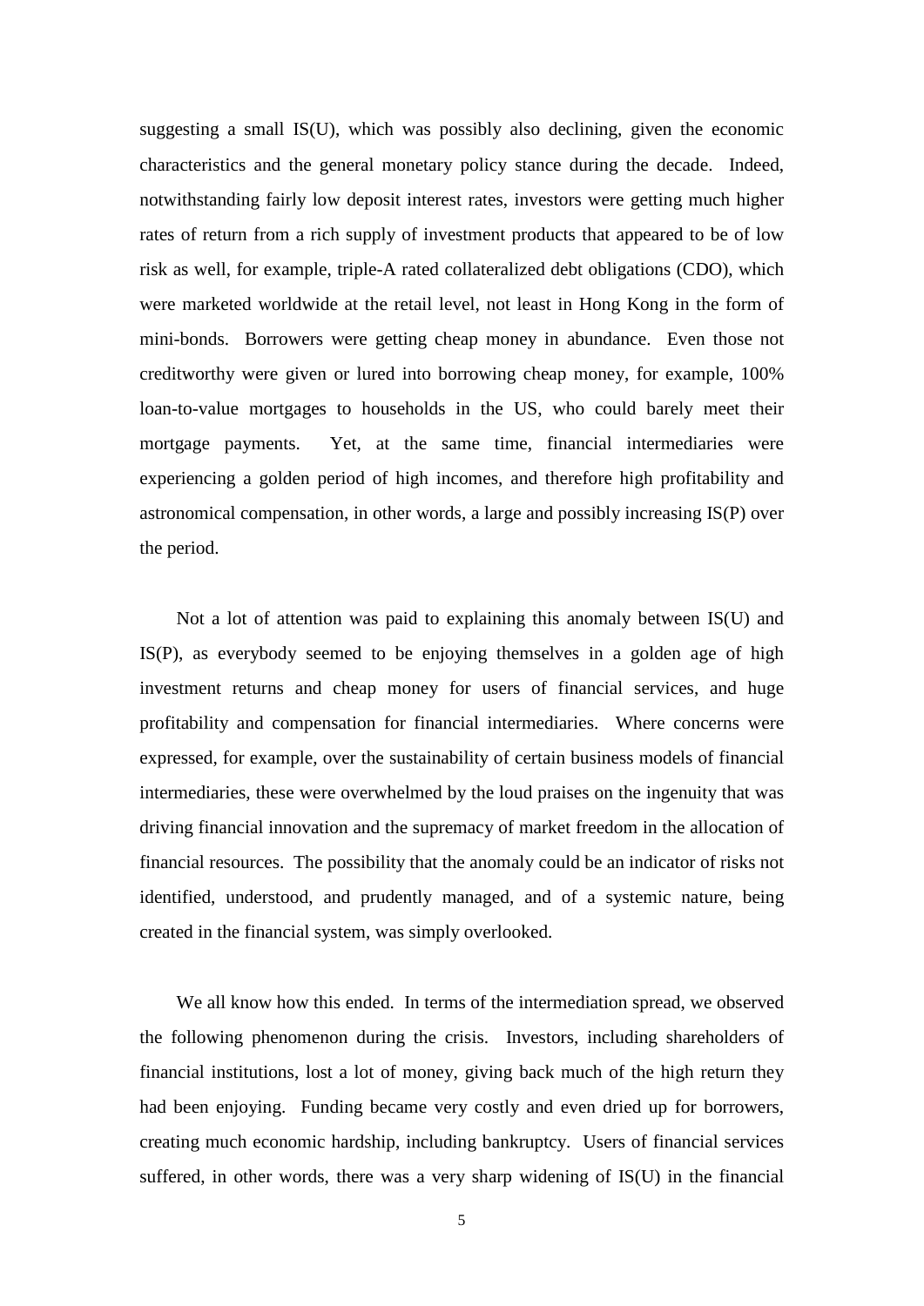suggesting a small IS(U), which was possibly also declining, given the economic characteristics and the general monetary policy stance during the decade. Indeed, notwithstanding fairly low deposit interest rates, investors were getting much higher rates of return from a rich supply of investment products that appeared to be of low risk as well, for example, triple-A rated collateralized debt obligations (CDO), which were marketed worldwide at the retail level, not least in Hong Kong in the form of mini-bonds. Borrowers were getting cheap money in abundance. Even those not creditworthy were given or lured into borrowing cheap money, for example, 100% loan-to-value mortgages to households in the US, who could barely meet their mortgage payments. Yet, at the same time, financial intermediaries were experiencing a golden period of high incomes, and therefore high profitability and astronomical compensation, in other words, a large and possibly increasing IS(P) over the period.

Not a lot of attention was paid to explaining this anomaly between IS(U) and IS(P), as everybody seemed to be enjoying themselves in a golden age of high investment returns and cheap money for users of financial services, and huge profitability and compensation for financial intermediaries. Where concerns were expressed, for example, over the sustainability of certain business models of financial intermediaries, these were overwhelmed by the loud praises on the ingenuity that was driving financial innovation and the supremacy of market freedom in the allocation of financial resources. The possibility that the anomaly could be an indicator of risks not identified, understood, and prudently managed, and of a systemic nature, being created in the financial system, was simply overlooked.

We all know how this ended. In terms of the intermediation spread, we observed the following phenomenon during the crisis. Investors, including shareholders of financial institutions, lost a lot of money, giving back much of the high return they had been enjoying. Funding became very costly and even dried up for borrowers, creating much economic hardship, including bankruptcy. Users of financial services suffered, in other words, there was a very sharp widening of IS(U) in the financial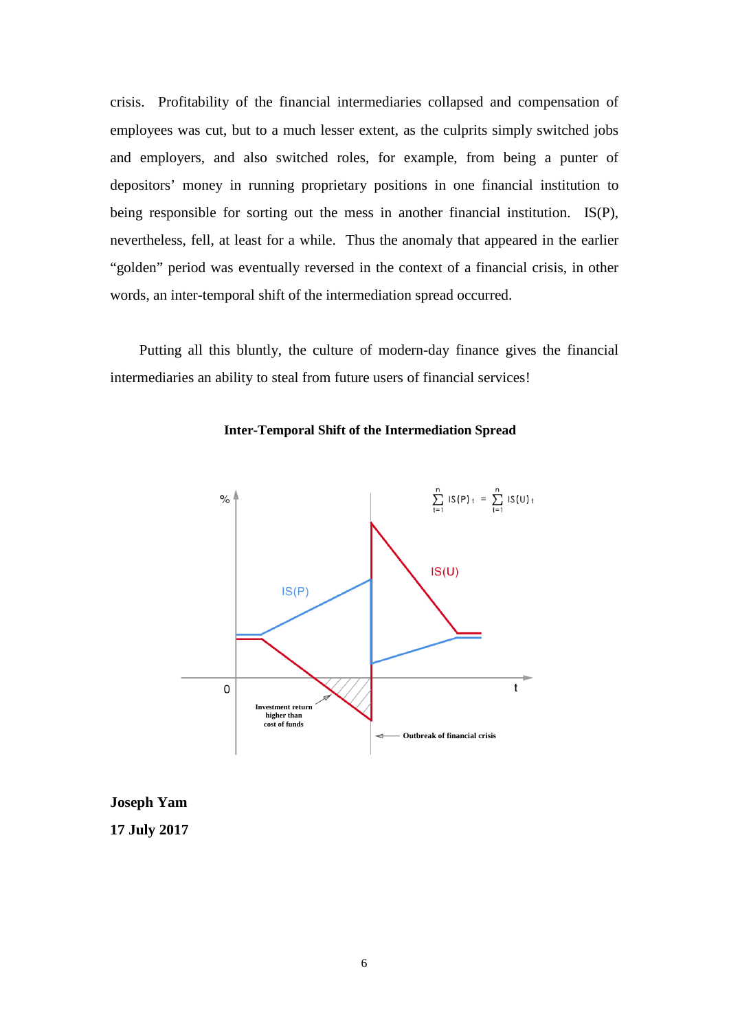crisis. Profitability of the financial intermediaries collapsed and compensation of employees was cut, but to a much lesser extent, as the culprits simply switched jobs and employers, and also switched roles, for example, from being a punter of depositors' money in running proprietary positions in one financial institution to being responsible for sorting out the mess in another financial institution. IS(P), nevertheless, fell, at least for a while. Thus the anomaly that appeared in the earlier "golden" period was eventually reversed in the context of a financial crisis, in other words, an inter-temporal shift of the intermediation spread occurred.

Putting all this bluntly, the culture of modern-day finance gives the financial intermediaries an ability to steal from future users of financial services!

**Inter-Temporal Shift of the Intermediation Spread**

%

$$\sum_{t=1}^{n} IS(P)_t = \sum_{t=1}^{n} IS(U)_t$$

IS(U)

IS(P)

0

t

Investment return higher than cost of funds

Outbreak of financial crisis

**Joseph Yam**
**17 July 2017**